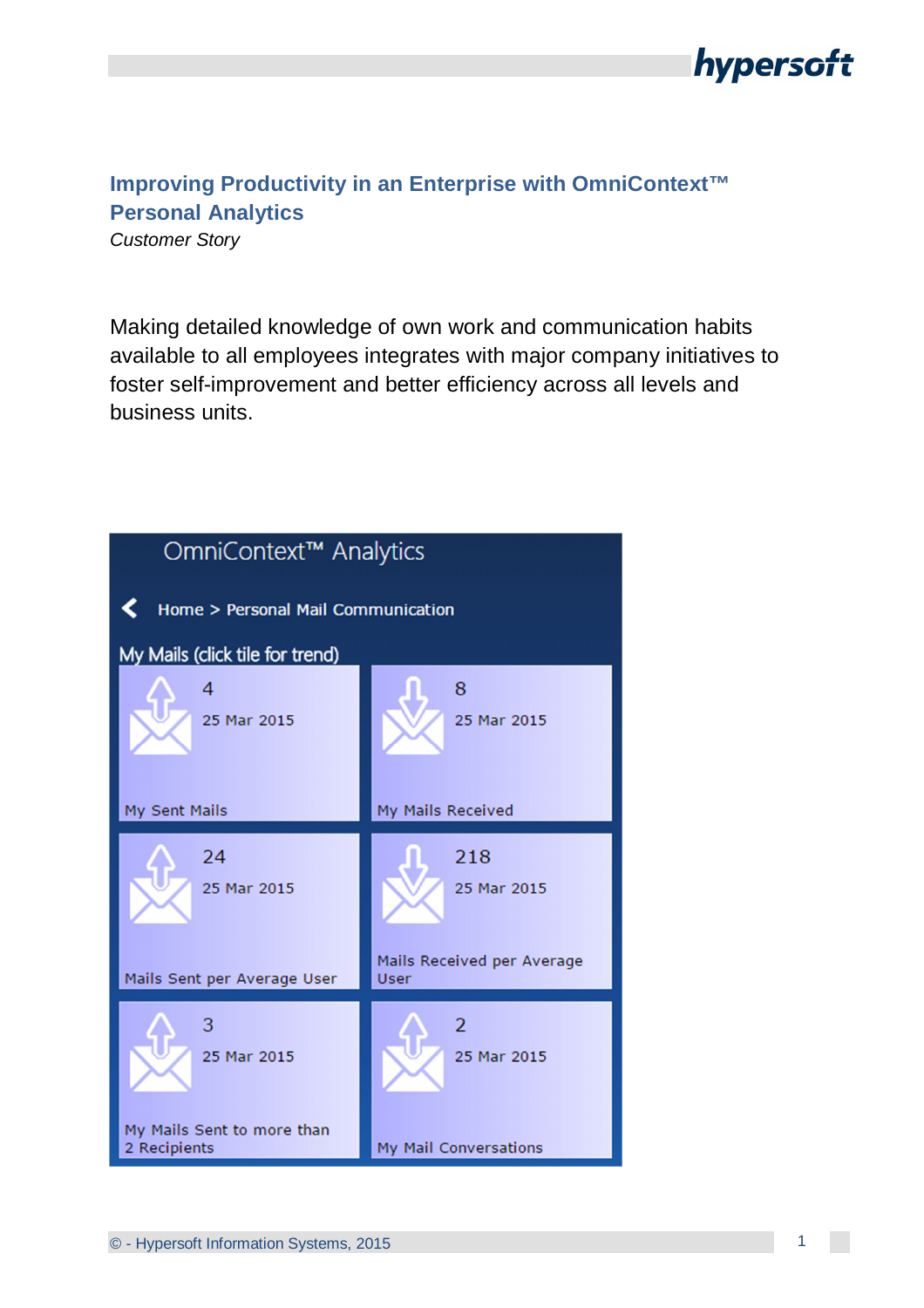# Improving Productivity in an Enterprise with OmniContext™ Personal Analytics

*Customer Story*

Making detailed knowledge of own work and communication habits available to all employees integrates with major company initiatives to foster self-improvement and better efficiency across all levels and business units.

OmniContext™ Analytics

Home > Personal Mail Communication

My Mails (click tile for trend)

| Tile | Value | Date |
|---|---|---|
| My Sent Mails | 4 | 25 Mar 2015 |
| My Mails Received | 8 | 25 Mar 2015 |
| Mails Sent per Average User | 24 | 25 Mar 2015 |
| Mails Received per Average User | 218 | 25 Mar 2015 |
| My Mails Sent to more than 2 Recipients | 3 | 25 Mar 2015 |
| My Mail Conversations | 2 | 25 Mar 2015 |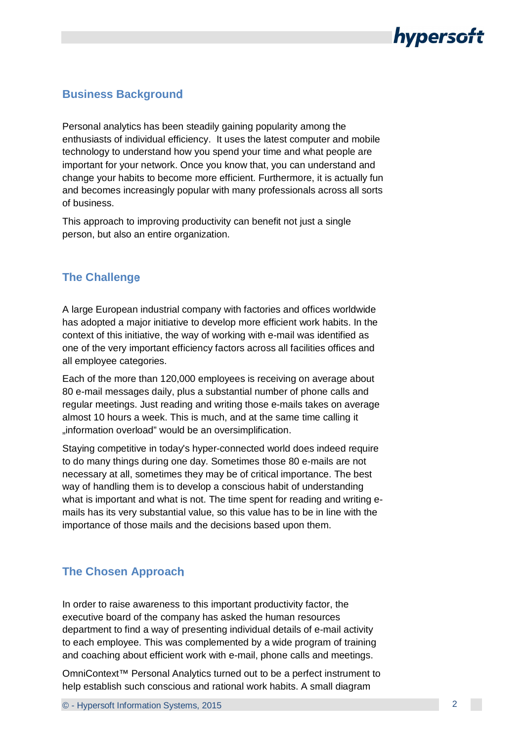## Business Background

Personal analytics has been steadily gaining popularity among the enthusiasts of individual efficiency. It uses the latest computer and mobile technology to understand how you spend your time and what people are important for your network. Once you know that, you can understand and change your habits to become more efficient. Furthermore, it is actually fun and becomes increasingly popular with many professionals across all sorts of business.

This approach to improving productivity can benefit not just a single person, but also an entire organization.

## The Challenge

A large European industrial company with factories and offices worldwide has adopted a major initiative to develop more efficient work habits. In the context of this initiative, the way of working with e-mail was identified as one of the very important efficiency factors across all facilities offices and all employee categories.

Each of the more than 120,000 employees is receiving on average about 80 e-mail messages daily, plus a substantial number of phone calls and regular meetings. Just reading and writing those e-mails takes on average almost 10 hours a week. This is much, and at the same time calling it „information overload" would be an oversimplification.

Staying competitive in today's hyper-connected world does indeed require to do many things during one day. Sometimes those 80 e-mails are not necessary at all, sometimes they may be of critical importance. The best way of handling them is to develop a conscious habit of understanding what is important and what is not. The time spent for reading and writing e-mails has its very substantial value, so this value has to be in line with the importance of those mails and the decisions based upon them.

## The Chosen Approach

In order to raise awareness to this important productivity factor, the executive board of the company has asked the human resources department to find a way of presenting individual details of e-mail activity to each employee. This was complemented by a wide program of training and coaching about efficient work with e-mail, phone calls and meetings.

OmniContext™ Personal Analytics turned out to be a perfect instrument to help establish such conscious and rational work habits. A small diagram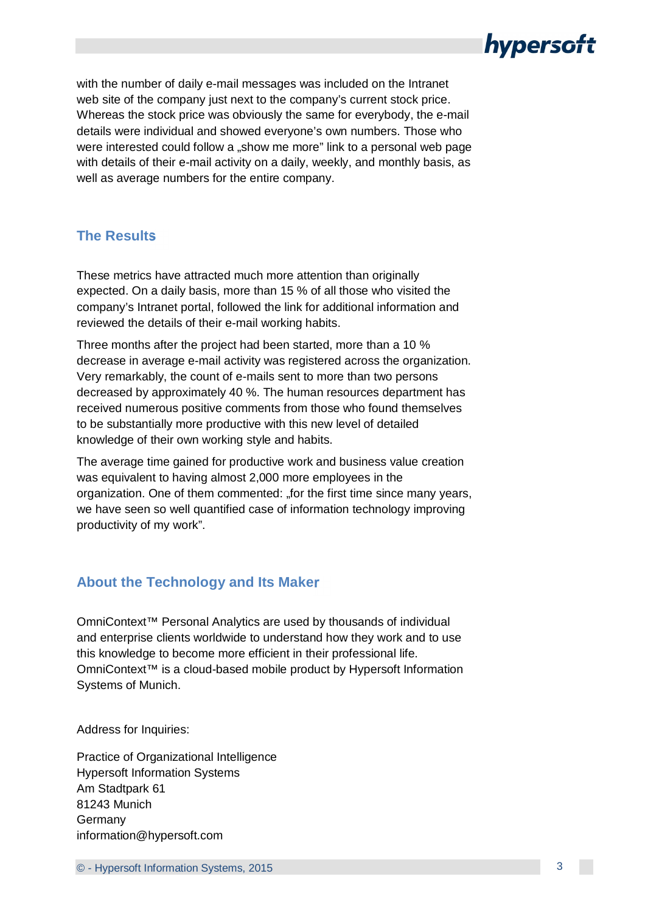with the number of daily e-mail messages was included on the Intranet web site of the company just next to the company's current stock price. Whereas the stock price was obviously the same for everybody, the e-mail details were individual and showed everyone's own numbers. Those who were interested could follow a „show me more" link to a personal web page with details of their e-mail activity on a daily, weekly, and monthly basis, as well as average numbers for the entire company.

## The Results

These metrics have attracted much more attention than originally expected. On a daily basis, more than 15 % of all those who visited the company's Intranet portal, followed the link for additional information and reviewed the details of their e-mail working habits.

Three months after the project had been started, more than a 10 % decrease in average e-mail activity was registered across the organization. Very remarkably, the count of e-mails sent to more than two persons decreased by approximately 40 %. The human resources department has received numerous positive comments from those who found themselves to be substantially more productive with this new level of detailed knowledge of their own working style and habits.

The average time gained for productive work and business value creation was equivalent to having almost 2,000 more employees in the organization. One of them commented: „for the first time since many years, we have seen so well quantified case of information technology improving productivity of my work".

## About the Technology and Its Maker

OmniContext™ Personal Analytics are used by thousands of individual and enterprise clients worldwide to understand how they work and to use this knowledge to become more efficient in their professional life. OmniContext™ is a cloud-based mobile product by Hypersoft Information Systems of Munich.

Address for Inquiries:

Practice of Organizational Intelligence
Hypersoft Information Systems
Am Stadtpark 61
81243 Munich
Germany
information@hypersoft.com